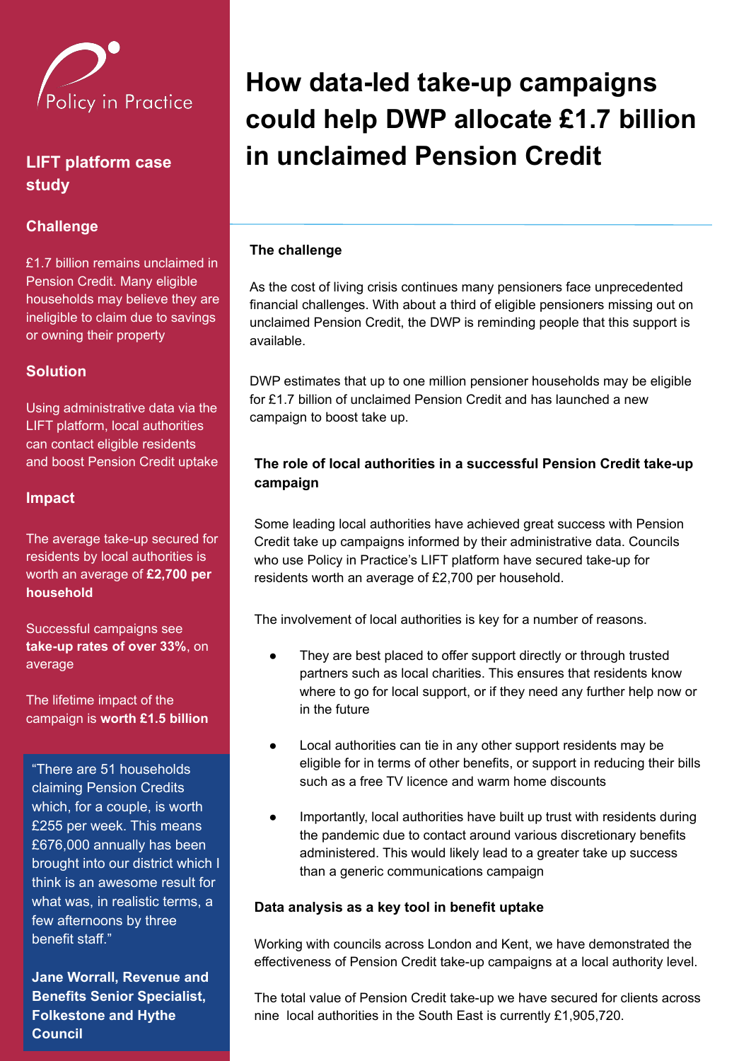Policy in Practice

## LIFT platform case study

### Challenge

£1.7 billion remains unclaimed in Pension Credit. Many eligible households may believe they are ineligible to claim due to savings or owning their property

### Solution

Using administrative data via the LIFT platform, local authorities can contact eligible residents and boost Pension Credit uptake

### Impact

The average take-up secured for residents by local authorities is worth an average of **£2,700 per household**

Successful campaigns see **take-up rates of over 33%**, on average

The lifetime impact of the campaign is **worth £1.5 billion**

> "There are 51 households claiming Pension Credits which, for a couple, is worth £255 per week. This means £676,000 annually has been brought into our district which I think is an awesome result for what was, in realistic terms, a few afternoons by three benefit staff."
>
> **Jane Worrall, Revenue and Benefits Senior Specialist, Folkestone and Hythe Council**

# How data-led take-up campaigns could help DWP allocate £1.7 billion in unclaimed Pension Credit

**The challenge**

As the cost of living crisis continues many pensioners face unprecedented financial challenges. With about a third of eligible pensioners missing out on unclaimed Pension Credit, the DWP is reminding people that this support is available.

DWP estimates that up to one million pensioner households may be eligible for £1.7 billion of unclaimed Pension Credit and has launched a new campaign to boost take up.

**The role of local authorities in a successful Pension Credit take-up campaign**

Some leading local authorities have achieved great success with Pension Credit take up campaigns informed by their administrative data. Councils who use Policy in Practice's LIFT platform have secured take-up for residents worth an average of £2,700 per household.

The involvement of local authorities is key for a number of reasons.

- They are best placed to offer support directly or through trusted partners such as local charities. This ensures that residents know where to go for local support, or if they need any further help now or in the future
- Local authorities can tie in any other support residents may be eligible for in terms of other benefits, or support in reducing their bills such as a free TV licence and warm home discounts
- Importantly, local authorities have built up trust with residents during the pandemic due to contact around various discretionary benefits administered. This would likely lead to a greater take up success than a generic communications campaign

**Data analysis as a key tool in benefit uptake**

Working with councils across London and Kent, we have demonstrated the effectiveness of Pension Credit take-up campaigns at a local authority level.

The total value of Pension Credit take-up we have secured for clients across nine local authorities in the South East is currently £1,905,720.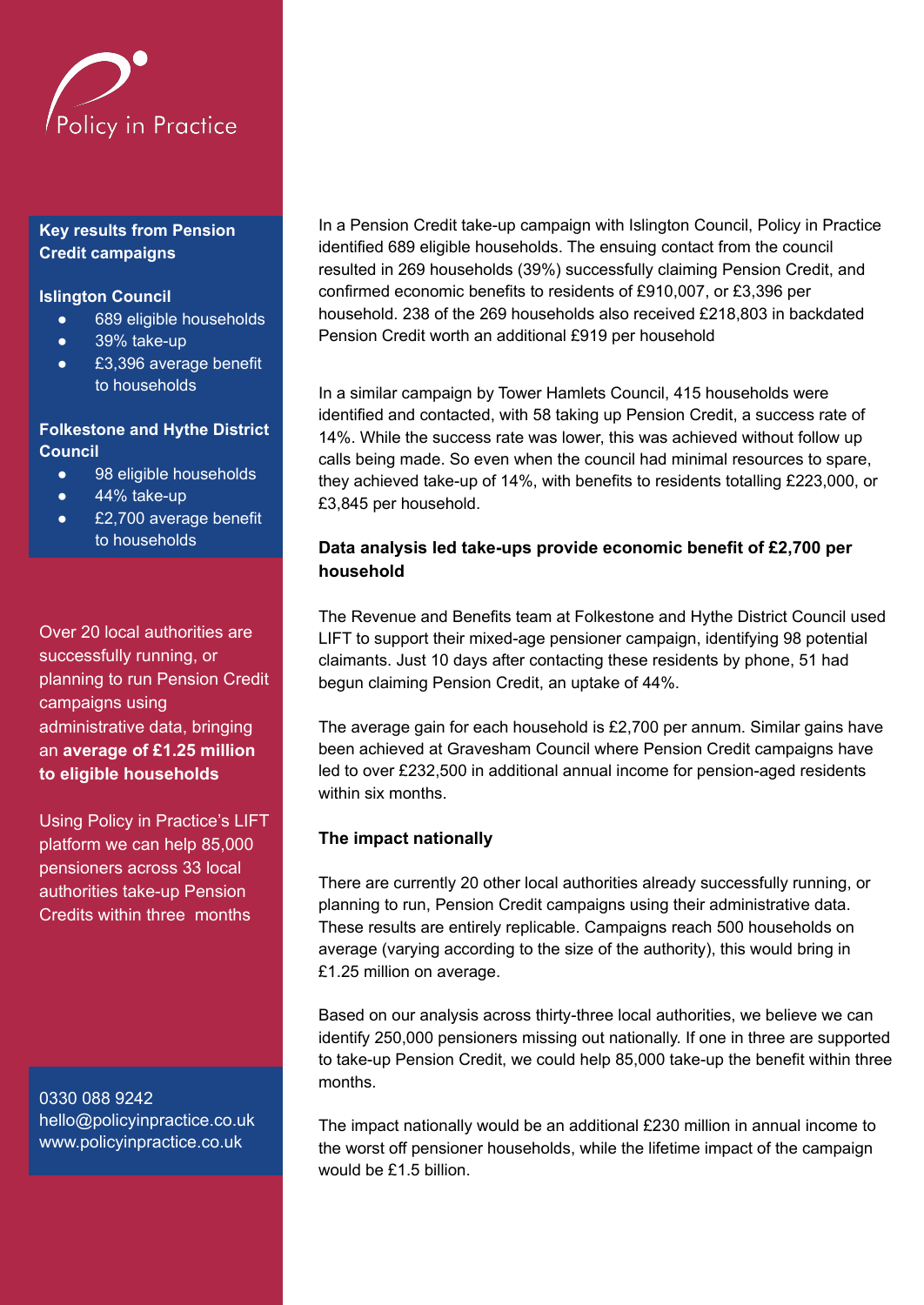Policy in Practice

**Key results from Pension Credit campaigns**

**Islington Council**

- 689 eligible households
- 39% take-up
- £3,396 average benefit to households

**Folkestone and Hythe District Council**

- 98 eligible households
- 44% take-up
- £2,700 average benefit to households

Over 20 local authorities are successfully running, or planning to run Pension Credit campaigns using administrative data, bringing an **average of £1.25 million to eligible households**

Using Policy in Practice's LIFT platform we can help 85,000 pensioners across 33 local authorities take-up Pension Credits within three months

0330 088 9242
hello@policyinpractice.co.uk
www.policyinpractice.co.uk

In a Pension Credit take-up campaign with Islington Council, Policy in Practice identified 689 eligible households. The ensuing contact from the council resulted in 269 households (39%) successfully claiming Pension Credit, and confirmed economic benefits to residents of £910,007, or £3,396 per household. 238 of the 269 households also received £218,803 in backdated Pension Credit worth an additional £919 per household

In a similar campaign by Tower Hamlets Council, 415 households were identified and contacted, with 58 taking up Pension Credit, a success rate of 14%. While the success rate was lower, this was achieved without follow up calls being made. So even when the council had minimal resources to spare, they achieved take-up of 14%, with benefits to residents totalling £223,000, or £3,845 per household.

## Data analysis led take-ups provide economic benefit of £2,700 per household

The Revenue and Benefits team at Folkestone and Hythe District Council used LIFT to support their mixed-age pensioner campaign, identifying 98 potential claimants. Just 10 days after contacting these residents by phone, 51 had begun claiming Pension Credit, an uptake of 44%.

The average gain for each household is £2,700 per annum. Similar gains have been achieved at Gravesham Council where Pension Credit campaigns have led to over £232,500 in additional annual income for pension-aged residents within six months.

## The impact nationally

There are currently 20 other local authorities already successfully running, or planning to run, Pension Credit campaigns using their administrative data. These results are entirely replicable. Campaigns reach 500 households on average (varying according to the size of the authority), this would bring in £1.25 million on average.

Based on our analysis across thirty-three local authorities, we believe we can identify 250,000 pensioners missing out nationally. If one in three are supported to take-up Pension Credit, we could help 85,000 take-up the benefit within three months.

The impact nationally would be an additional £230 million in annual income to the worst off pensioner households, while the lifetime impact of the campaign would be £1.5 billion.